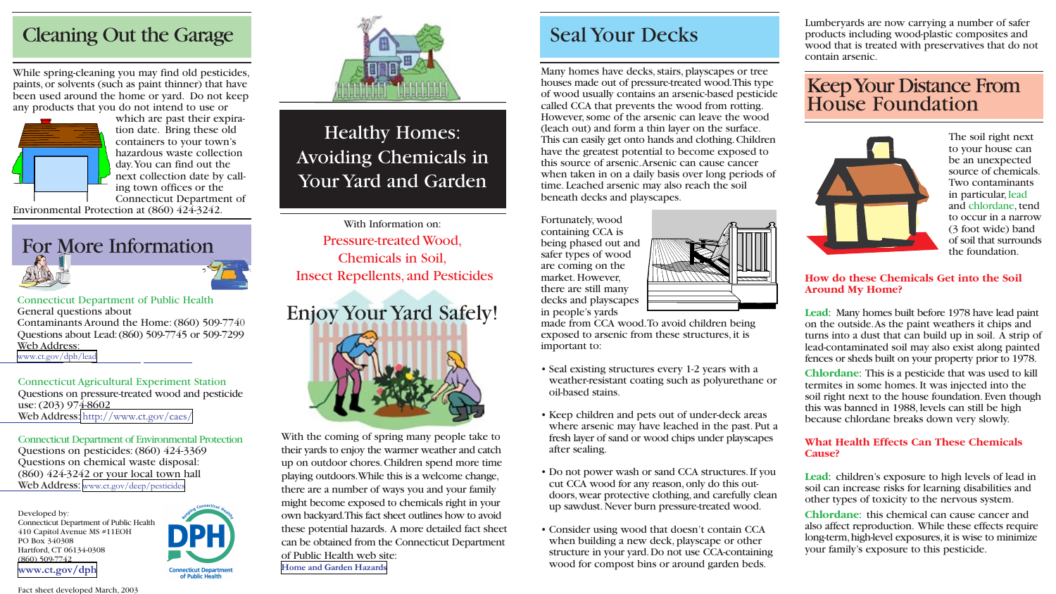## Cleaning Out the Garage

While spring-cleaning you may find old pesticides, paints, or solvents (such as paint thinner) that have been used around the home or yard. Do not keep any products that you do not intend to use or which are past their expiration date. Bring these old containers to your town's hazardous waste collection day. You can find out the next collection date by calling town offices or the Connecticut Department of Environmental Protection at (860) 424-3242.

## For More Information

Connecticut Department of Public Health
General questions about
Contaminants Around the Home: (860) 509-7740
Questions about Lead: (860) 509-7745 or 509-7299
Web Address:
www.ct.gov/dph/lead

Connecticut Agricultural Experiment Station
Questions on pressure-treated wood and pesticide use: (203) 974-8602
Web Address: http://www.ct.gov/caes/

Connecticut Department of Environmental Protection
Questions on pesticides: (860) 424-3369
Questions on chemical waste disposal:
(860) 424-3242 or your local town hall
Web Address: www.ct.gov/deep/pesticides

Developed by:
Connecticut Department of Public Health
410 Capitol Avenue MS #11EOH
PO Box 340308
Hartford, CT 06134-0308
(860) 509-7742
www.ct.gov/dph

Keeping Connecticut Healthy
DPH
Connecticut Department of Public Health

Fact sheet developed March, 2003

# Healthy Homes: Avoiding Chemicals in Your Yard and Garden

With Information on:
Pressure-treated Wood,
Chemicals in Soil,
Insect Repellents, and Pesticides

## Enjoy Your Yard Safely!

With the coming of spring many people take to their yards to enjoy the warmer weather and catch up on outdoor chores. Children spend more time playing outdoors. While this is a welcome change, there are a number of ways you and your family might become exposed to chemicals right in your own backyard. This fact sheet outlines how to avoid these potential hazards. A more detailed fact sheet can be obtained from the Connecticut Department of Public Health web site:
Home and Garden Hazards

## Seal Your Decks

Many homes have decks, stairs, playscapes or tree houses made out of pressure-treated wood. This type of wood usually contains an arsenic-based pesticide called CCA that prevents the wood from rotting. However, some of the arsenic can leave the wood (leach out) and form a thin layer on the surface. This can easily get onto hands and clothing. Children have the greatest potential to become exposed to this source of arsenic. Arsenic can cause cancer when taken in on a daily basis over long periods of time. Leached arsenic may also reach the soil beneath decks and playscapes.

Fortunately, wood containing CCA is being phased out and safer types of wood are coming on the market. However, there are still many decks and playscapes in people's yards made from CCA wood. To avoid children being exposed to arsenic from these structures, it is important to:

- Seal existing structures every 1-2 years with a weather-resistant coating such as polyurethane or oil-based stains.
- Keep children and pets out of under-deck areas where arsenic may have leached in the past. Put a fresh layer of sand or wood chips under playscapes after sealing.
- Do not power wash or sand CCA structures. If you cut CCA wood for any reason, only do this outdoors, wear protective clothing, and carefully clean up sawdust. Never burn pressure-treated wood.
- Consider using wood that doesn't contain CCA when building a new deck, playscape or other structure in your yard. Do not use CCA-containing wood for compost bins or around garden beds.

Lumberyards are now carrying a number of safer products including wood-plastic composites and wood that is treated with preservatives that do not contain arsenic.

## Keep Your Distance From House Foundation

The soil right next to your house can be an unexpected source of chemicals. Two contaminants in particular, lead and chlordane, tend to occur in a narrow (3 foot wide) band of soil that surrounds the foundation.

### How do these Chemicals Get into the Soil Around My Home?

**Lead**: Many homes built before 1978 have lead paint on the outside. As the paint weathers it chips and turns into a dust that can build up in soil. A strip of lead-contaminated soil may also exist along painted fences or sheds built on your property prior to 1978.

**Chlordane**: This is a pesticide that was used to kill termites in some homes. It was injected into the soil right next to the house foundation. Even though this was banned in 1988, levels can still be high because chlordane breaks down very slowly.

### What Health Effects Can These Chemicals Cause?

**Lead**: children's exposure to high levels of lead in soil can increase risks for learning disabilities and other types of toxicity to the nervous system.

**Chlordane**: this chemical can cause cancer and also affect reproduction. While these effects require long-term, high-level exposures, it is wise to minimize your family's exposure to this pesticide.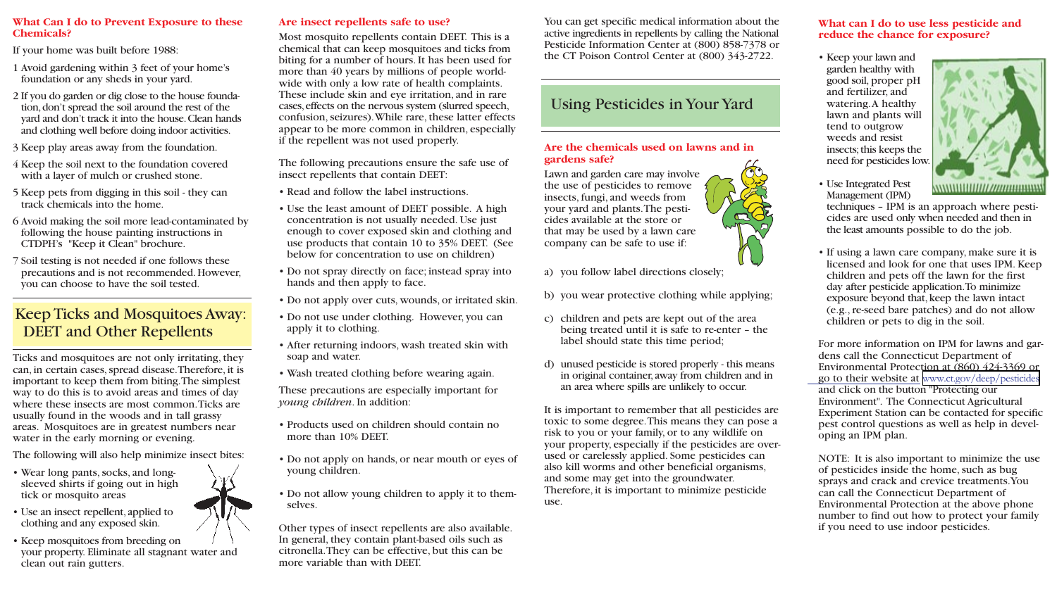## What Can I do to Prevent Exposure to these Chemicals?

If your home was built before 1988:

1 Avoid gardening within 3 feet of your home's foundation or any sheds in your yard.

2 If you do garden or dig close to the house foundation, don't spread the soil around the rest of the yard and don't track it into the house. Clean hands and clothing well before doing indoor activities.

3 Keep play areas away from the foundation.

4 Keep the soil next to the foundation covered with a layer of mulch or crushed stone.

5 Keep pets from digging in this soil - they can track chemicals into the home.

6 Avoid making the soil more lead-contaminated by following the house painting instructions in CTDPH's "Keep it Clean" brochure.

7 Soil testing is not needed if one follows these precautions and is not recommended. However, you can choose to have the soil tested.

## Keep Ticks and Mosquitoes Away: DEET and Other Repellents

Ticks and mosquitoes are not only irritating, they can, in certain cases, spread disease. Therefore, it is important to keep them from biting. The simplest way to do this is to avoid areas and times of day where these insects are most common. Ticks are usually found in the woods and in tall grassy areas. Mosquitoes are in greatest numbers near water in the early morning or evening.

The following will also help minimize insect bites:

- Wear long pants, socks, and long-sleeved shirts if going out in high tick or mosquito areas
- Use an insect repellent, applied to clothing and any exposed skin.
- Keep mosquitoes from breeding on your property. Eliminate all stagnant water and clean out rain gutters.

### Are insect repellents safe to use?

Most mosquito repellents contain DEET. This is a chemical that can keep mosquitoes and ticks from biting for a number of hours. It has been used for more than 40 years by millions of people worldwide with only a low rate of health complaints. These include skin and eye irritation, and in rare cases, effects on the nervous system (slurred speech, confusion, seizures). While rare, these latter effects appear to be more common in children, especially if the repellent was not used properly.

The following precautions ensure the safe use of insect repellents that contain DEET:

- Read and follow the label instructions.
- Use the least amount of DEET possible. A high concentration is not usually needed. Use just enough to cover exposed skin and clothing and use products that contain 10 to 35% DEET. (See below for concentration to use on children)
- Do not spray directly on face; instead spray into hands and then apply to face.
- Do not apply over cuts, wounds, or irritated skin.
- Do not use under clothing. However, you can apply it to clothing.
- After returning indoors, wash treated skin with soap and water.
- Wash treated clothing before wearing again.

These precautions are especially important for *young children*. In addition:

- Products used on children should contain no more than 10% DEET.
- Do not apply on hands, or near mouth or eyes of young children.
- Do not allow young children to apply it to themselves.

Other types of insect repellents are also available. In general, they contain plant-based oils such as citronella. They can be effective, but this can be more variable than with DEET.

You can get specific medical information about the active ingredients in repellents by calling the National Pesticide Information Center at (800) 858-7378 or the CT Poison Control Center at (800) 343-2722.

## Using Pesticides in Your Yard

### Are the chemicals used on lawns and in gardens safe?

Lawn and garden care may involve the use of pesticides to remove insects, fungi, and weeds from your yard and plants. The pesticides available at the store or that may be used by a lawn care company can be safe to use if:

a) you follow label directions closely;

b) you wear protective clothing while applying;

c) children and pets are kept out of the area being treated until it is safe to re-enter - the label should state this time period;

d) unused pesticide is stored properly - this means in original container, away from children and in an area where spills are unlikely to occur.

It is important to remember that all pesticides are toxic to some degree. This means they can pose a risk to you or your family, or to any wildlife on your property, especially if the pesticides are overused or carelessly applied. Some pesticides can also kill worms and other beneficial organisms, and some may get into the groundwater. Therefore, it is important to minimize pesticide use.

### What can I do to use less pesticide and reduce the chance for exposure?

- Keep your lawn and garden healthy with good soil, proper pH and fertilizer, and watering. A healthy lawn and plants will tend to outgrow weeds and resist insects; this keeps the need for pesticides low.
- Use Integrated Pest Management (IPM) techniques – IPM is an approach where pesticides are used only when needed and then in the least amounts possible to do the job.
- If using a lawn care company, make sure it is licensed and look for one that uses IPM. Keep children and pets off the lawn for the first day after pesticide application. To minimize exposure beyond that, keep the lawn intact (e.g., re-seed bare patches) and do not allow children or pets to dig in the soil.

For more information on IPM for lawns and gardens call the Connecticut Department of Environmental Protection at (860) 424-3369 or go to their website at www.ct.gov/deep/pesticides and click on the button "Protecting our Environment". The Connecticut Agricultural Experiment Station can be contacted for specific pest control questions as well as help in developing an IPM plan.

NOTE: It is also important to minimize the use of pesticides inside the home, such as bug sprays and crack and crevice treatments. You can call the Connecticut Department of Environmental Protection at the above phone number to find out how to protect your family if you need to use indoor pesticides.